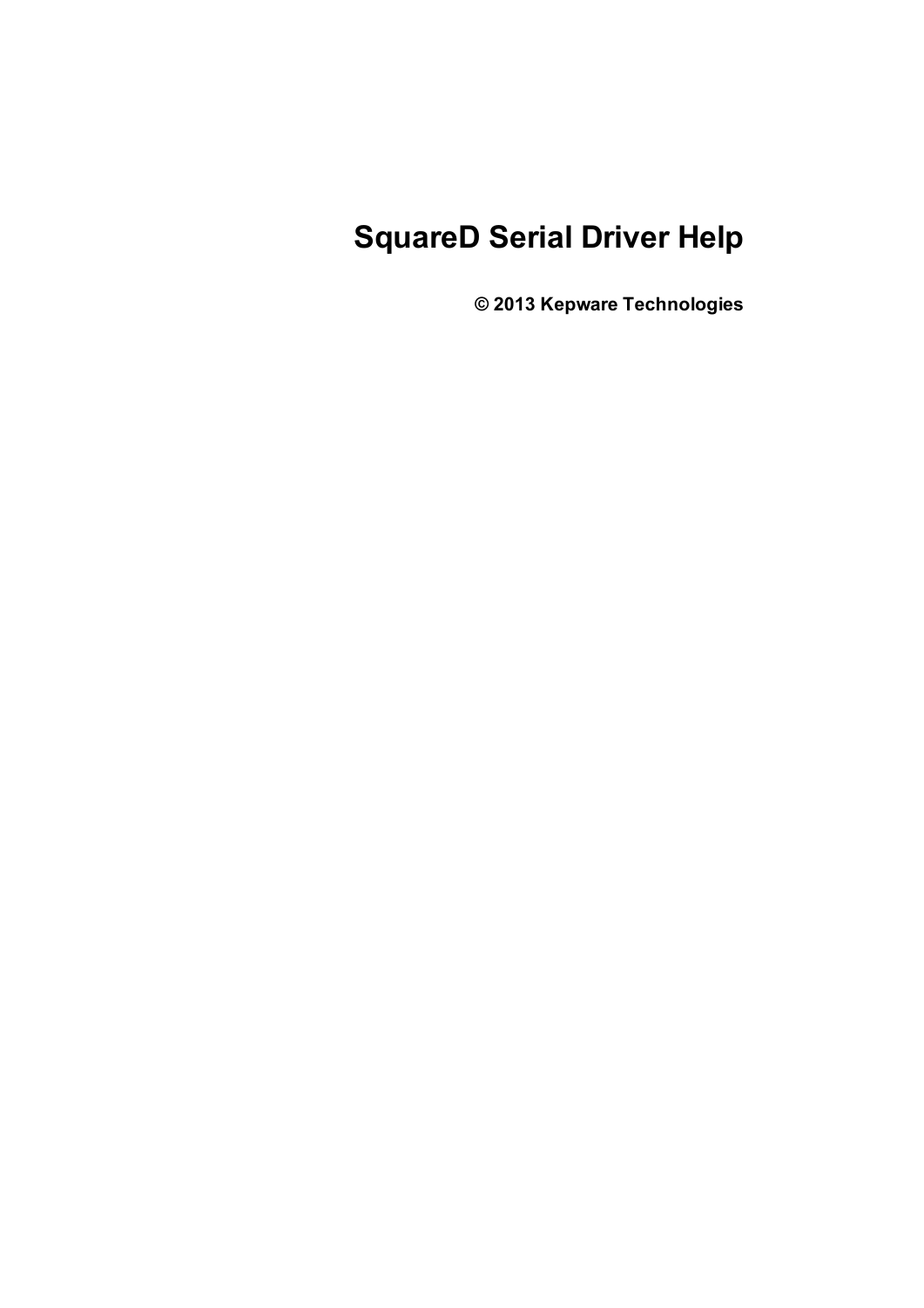# SquareD Serial Driver Help

**© 2013 Kepware Technologies**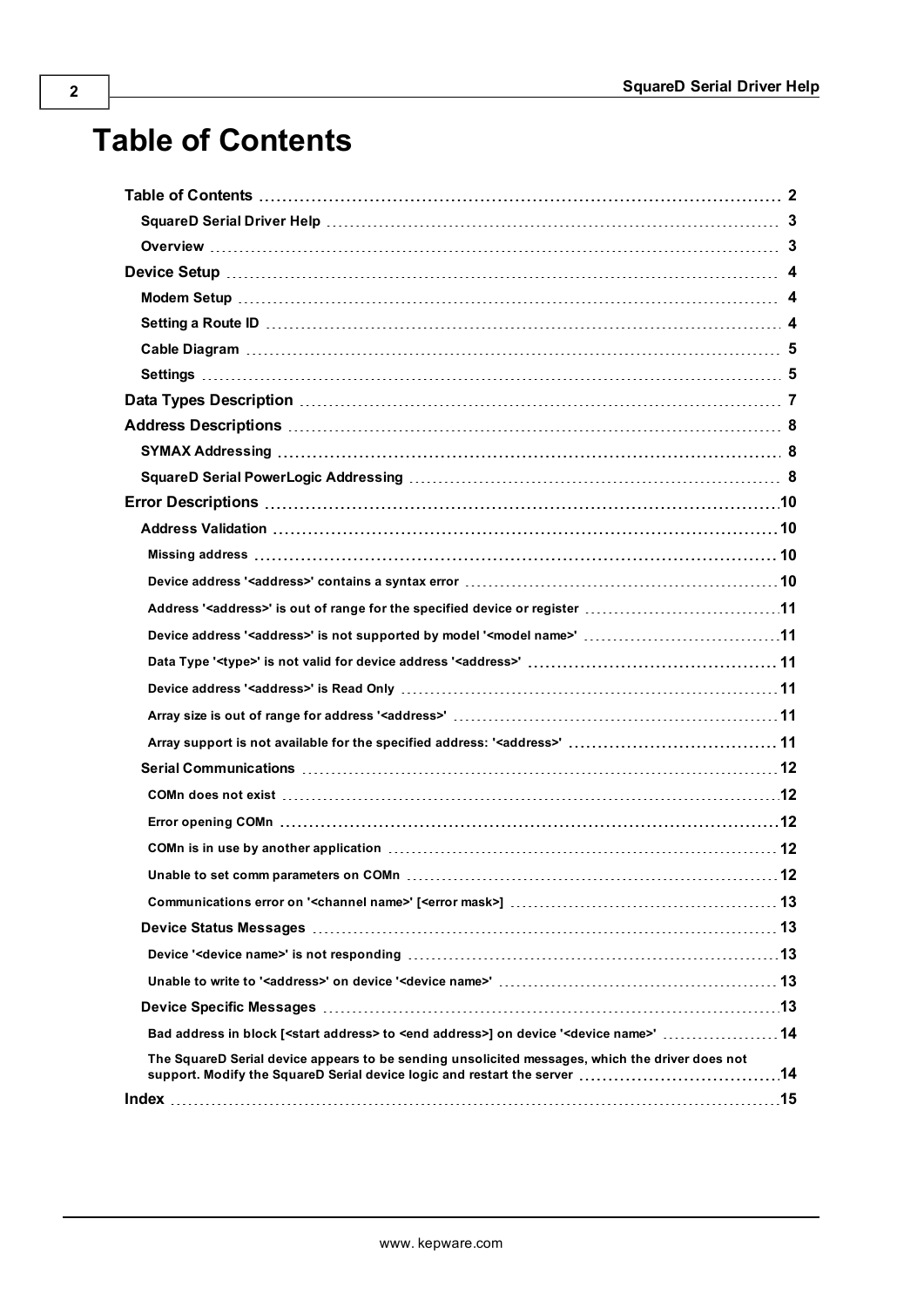# Table of Contents

- **Table of Contents** .......... 2
  - **SquareD Serial Driver Help** .......... 3
  - **Overview** .......... 3
- **Device Setup** .......... 4
  - **Modem Setup** .......... 4
  - **Setting a Route ID** .......... 4
  - **Cable Diagram** .......... 5
  - **Settings** .......... 5
- **Data Types Description** .......... 7
- **Address Descriptions** .......... 8
  - **SYMAX Addressing** .......... 8
  - **SquareD Serial PowerLogic Addressing** .......... 8
- **Error Descriptions** .......... 10
  - **Address Validation** .......... 10
    - **Missing address** .......... 10
    - **Device address '<address>' contains a syntax error** .......... 10
    - **Address '<address>' is out of range for the specified device or register** .......... 11
    - **Device address '<address>' is not supported by model '<model name>'** .......... 11
    - **Data Type '<type>' is not valid for device address '<address>'** .......... 11
    - **Device address '<address>' is Read Only** .......... 11
    - **Array size is out of range for address '<address>'** .......... 11
    - **Array support is not available for the specified address: '<address>'** .......... 11
  - **Serial Communications** .......... 12
    - **COMn does not exist** .......... 12
    - **Error opening COMn** .......... 12
    - **COMn is in use by another application** .......... 12
    - **Unable to set comm parameters on COMn** .......... 12
    - **Communications error on '<channel name>' [<error mask>]** .......... 13
  - **Device Status Messages** .......... 13
    - **Device '<device name>' is not responding** .......... 13
    - **Unable to write to '<address>' on device '<device name>'** .......... 13
  - **Device Specific Messages** .......... 13
    - **Bad address in block [<start address> to <end address>] on device '<device name>'** .......... 14
    - **The SquareD Serial device appears to be sending unsolicited messages, which the driver does not support. Modify the SquareD Serial device logic and restart the server** .......... 14
- **Index** .......... 15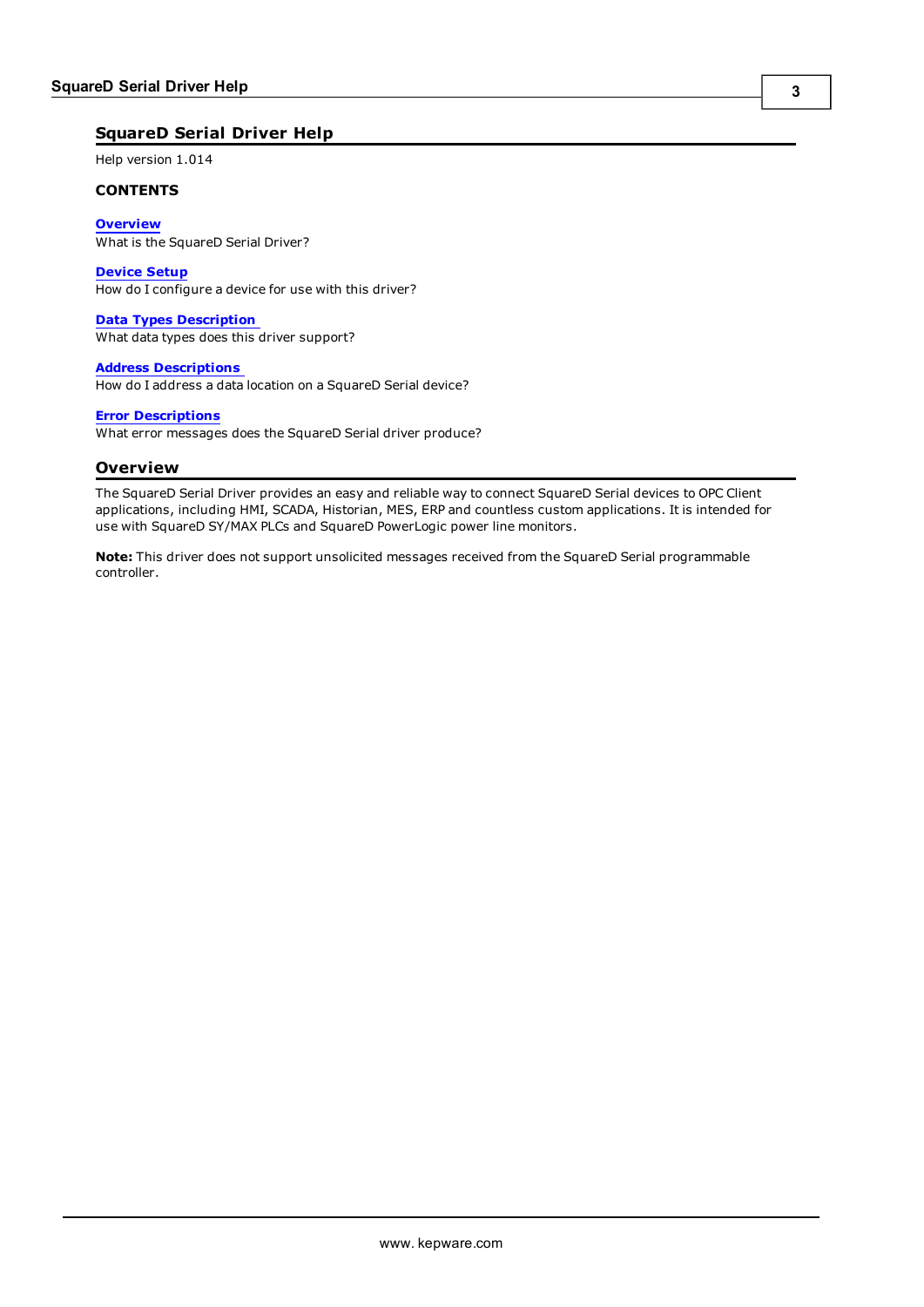# SquareD Serial Driver Help

Help version 1.014

**CONTENTS**

**Overview**
What is the SquareD Serial Driver?

**Device Setup**
How do I configure a device for use with this driver?

**Data Types Description**
What data types does this driver support?

**Address Descriptions**
How do I address a data location on a SquareD Serial device?

**Error Descriptions**
What error messages does the SquareD Serial driver produce?

## Overview

The SquareD Serial Driver provides an easy and reliable way to connect SquareD Serial devices to OPC Client applications, including HMI, SCADA, Historian, MES, ERP and countless custom applications. It is intended for use with SquareD SY/MAX PLCs and SquareD PowerLogic power line monitors.

**Note:** This driver does not support unsolicited messages received from the SquareD Serial programmable controller.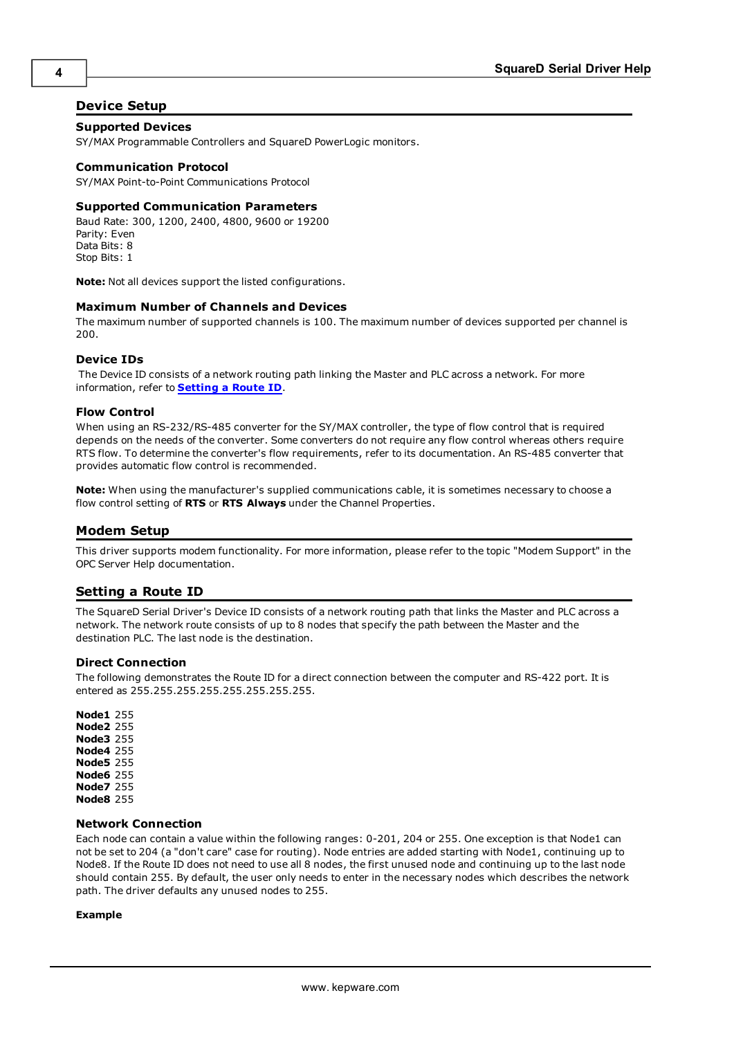## Device Setup

### Supported Devices

SY/MAX Programmable Controllers and SquareD PowerLogic monitors.

### Communication Protocol

SY/MAX Point-to-Point Communications Protocol

### Supported Communication Parameters

Baud Rate: 300, 1200, 2400, 4800, 9600 or 19200
Parity: Even
Data Bits: 8
Stop Bits: 1

**Note:** Not all devices support the listed configurations.

### Maximum Number of Channels and Devices

The maximum number of supported channels is 100. The maximum number of devices supported per channel is 200.

### Device IDs

The Device ID consists of a network routing path linking the Master and PLC across a network. For more information, refer to **Setting a Route ID**.

### Flow Control

When using an RS-232/RS-485 converter for the SY/MAX controller, the type of flow control that is required depends on the needs of the converter. Some converters do not require any flow control whereas others require RTS flow. To determine the converter's flow requirements, refer to its documentation. An RS-485 converter that provides automatic flow control is recommended.

**Note:** When using the manufacturer's supplied communications cable, it is sometimes necessary to choose a flow control setting of **RTS** or **RTS Always** under the Channel Properties.

## Modem Setup

This driver supports modem functionality. For more information, please refer to the topic "Modem Support" in the OPC Server Help documentation.

## Setting a Route ID

The SquareD Serial Driver's Device ID consists of a network routing path that links the Master and PLC across a network. The network route consists of up to 8 nodes that specify the path between the Master and the destination PLC. The last node is the destination.

### Direct Connection

The following demonstrates the Route ID for a direct connection between the computer and RS-422 port. It is entered as 255.255.255.255.255.255.255.255.

**Node1** 255
**Node2** 255
**Node3** 255
**Node4** 255
**Node5** 255
**Node6** 255
**Node7** 255
**Node8** 255

### Network Connection

Each node can contain a value within the following ranges: 0-201, 204 or 255. One exception is that Node1 can not be set to 204 (a "don't care" case for routing). Node entries are added starting with Node1, continuing up to Node8. If the Route ID does not need to use all 8 nodes, the first unused node and continuing up to the last node should contain 255. By default, the user only needs to enter in the necessary nodes which describes the network path. The driver defaults any unused nodes to 255.

**Example**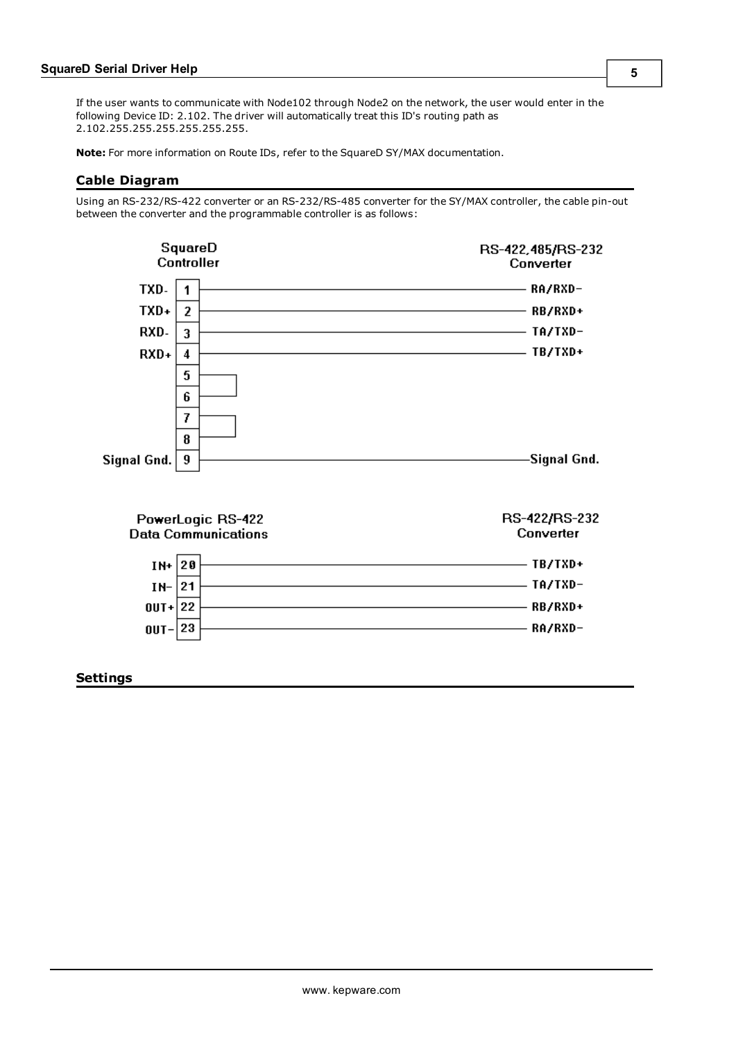If the user wants to communicate with Node102 through Node2 on the network, the user would enter in the following Device ID: 2.102. The driver will automatically treat this ID's routing path as 2.102.255.255.255.255.255.255.

**Note:** For more information on Route IDs, refer to the SquareD SY/MAX documentation.

## Cable Diagram

Using an RS-232/RS-422 converter or an RS-232/RS-485 converter for the SY/MAX controller, the cable pin-out between the converter and the programmable controller is as follows:

| SquareD Controller | Pin | RS-422,485/RS-232 Converter |
| --- | --- | --- |
| TXD- | 1 | RA/RXD- |
| TXD+ | 2 | RB/RXD+ |
| RXD- | 3 | TA/TXD- |
| RXD+ | 4 | TB/TXD+ |
| | 5 | (jumpered to 6) |
| | 6 | (jumpered to 5) |
| | 7 | (jumpered to 8) |
| | 8 | (jumpered to 7) |
| Signal Gnd. | 9 | Signal Gnd. |

| PowerLogic RS-422 Data Communications | Pin | RS-422/RS-232 Converter |
| --- | --- | --- |
| IN+ | 20 | TB/TXD+ |
| IN- | 21 | TA/TXD- |
| OUT+ | 22 | RB/RXD+ |
| OUT- | 23 | RA/RXD- |

## Settings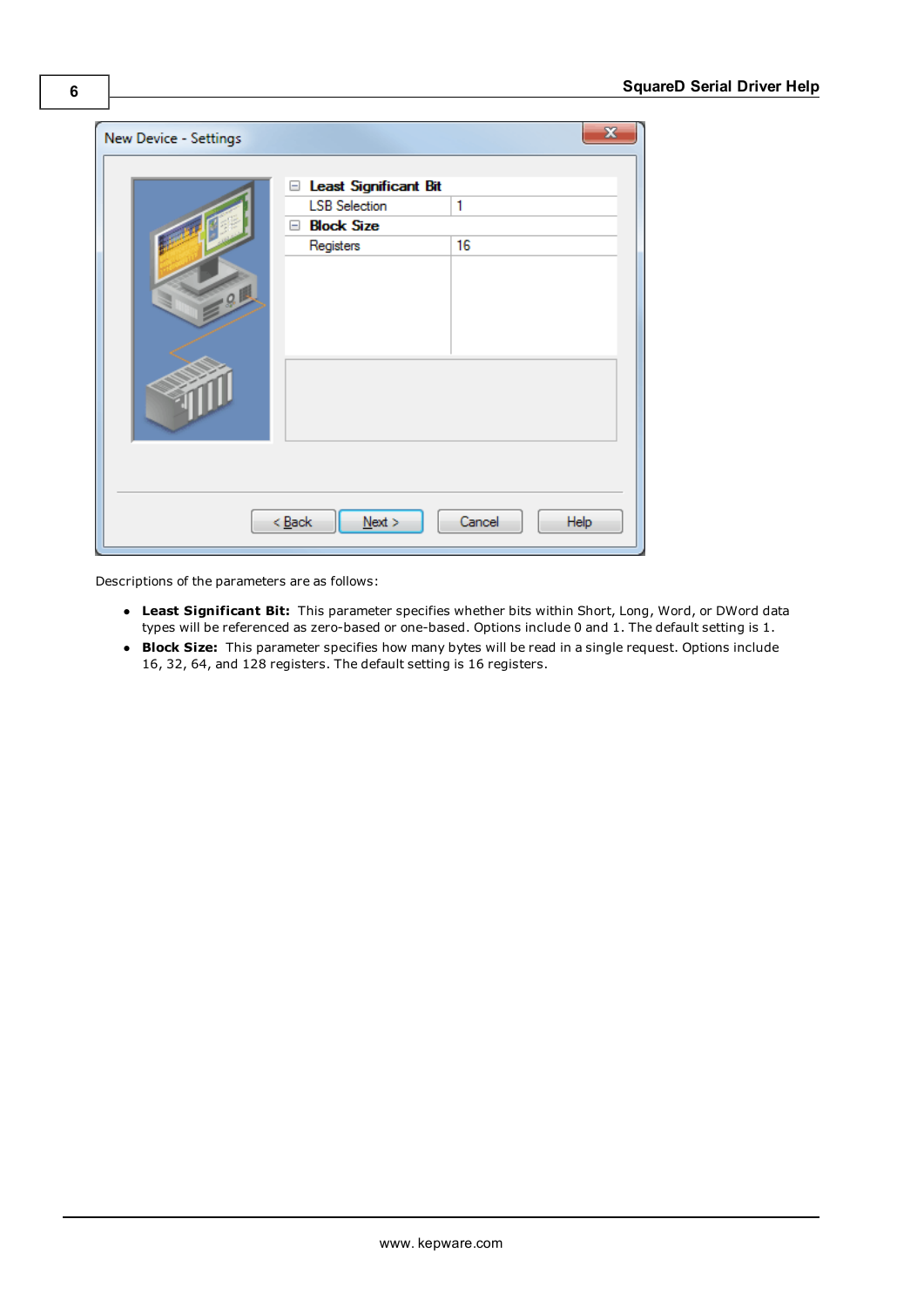Descriptions of the parameters are as follows:

- **Least Significant Bit:** This parameter specifies whether bits within Short, Long, Word, or DWord data types will be referenced as zero-based or one-based. Options include 0 and 1. The default setting is 1.
- **Block Size:** This parameter specifies how many bytes will be read in a single request. Options include 16, 32, 64, and 128 registers. The default setting is 16 registers.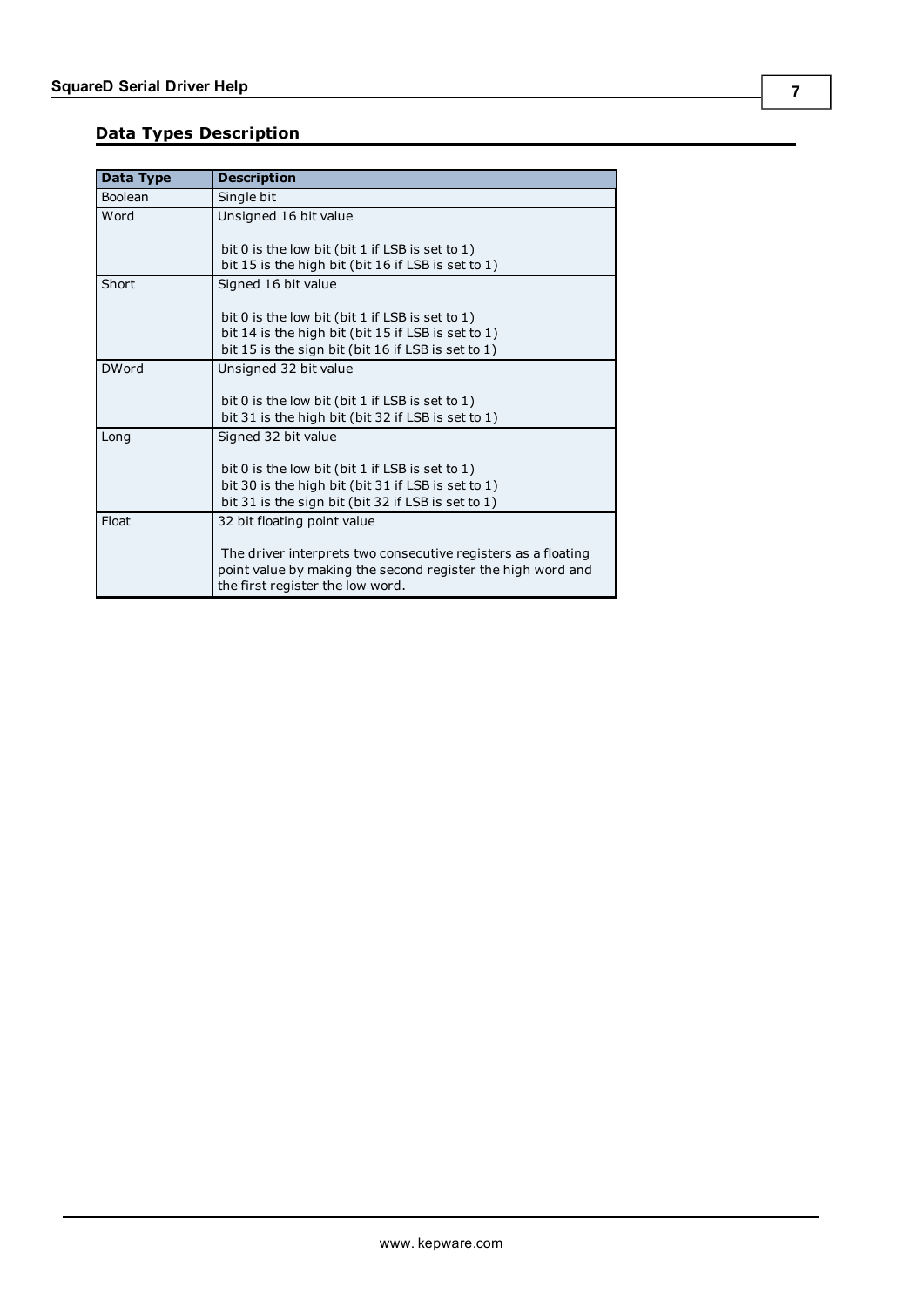## Data Types Description

| Data Type | Description |
| --- | --- |
| Boolean | Single bit |
| Word | Unsigned 16 bit value<br><br>bit 0 is the low bit (bit 1 if LSB is set to 1)<br>bit 15 is the high bit (bit 16 if LSB is set to 1) |
| Short | Signed 16 bit value<br><br>bit 0 is the low bit (bit 1 if LSB is set to 1)<br>bit 14 is the high bit (bit 15 if LSB is set to 1)<br>bit 15 is the sign bit (bit 16 if LSB is set to 1) |
| DWord | Unsigned 32 bit value<br><br>bit 0 is the low bit (bit 1 if LSB is set to 1)<br>bit 31 is the high bit (bit 32 if LSB is set to 1) |
| Long | Signed 32 bit value<br><br>bit 0 is the low bit (bit 1 if LSB is set to 1)<br>bit 30 is the high bit (bit 31 if LSB is set to 1)<br>bit 31 is the sign bit (bit 32 if LSB is set to 1) |
| Float | 32 bit floating point value<br><br>The driver interprets two consecutive registers as a floating point value by making the second register the high word and the first register the low word. |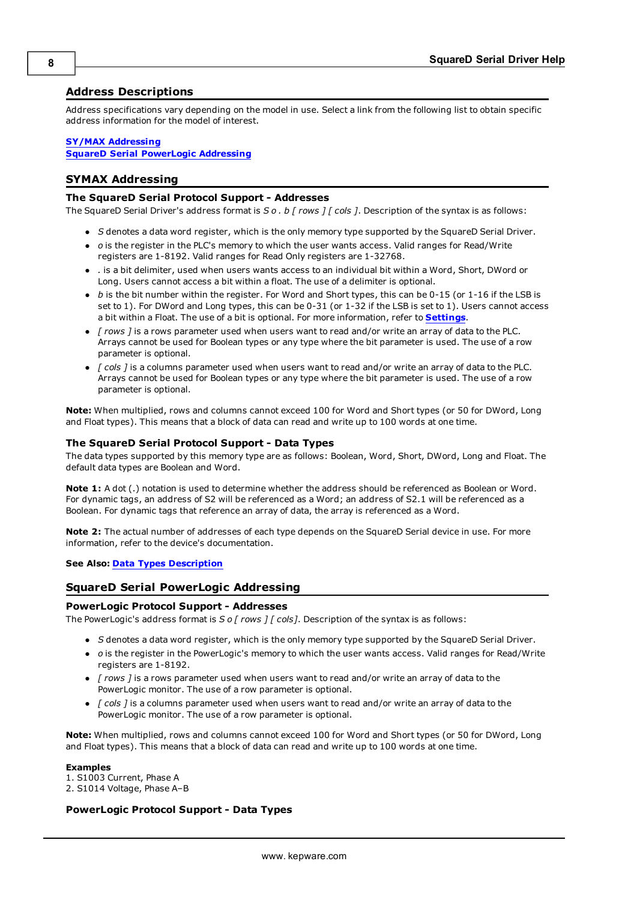## Address Descriptions

Address specifications vary depending on the model in use. Select a link from the following list to obtain specific address information for the model of interest.

**SY/MAX Addressing**
**SquareD Serial PowerLogic Addressing**

## SYMAX Addressing

### The SquareD Serial Protocol Support - Addresses

The SquareD Serial Driver's address format is *S o . b [ rows ] [ cols ]*. Description of the syntax is as follows:

- *S* denotes a data word register, which is the only memory type supported by the SquareD Serial Driver.
- *o* is the register in the PLC's memory to which the user wants access. Valid ranges for Read/Write registers are 1-8192. Valid ranges for Read Only registers are 1-32768.
- . is a bit delimiter, used when users wants access to an individual bit within a Word, Short, DWord or Long. Users cannot access a bit within a float. The use of a delimiter is optional.
- *b* is the bit number within the register. For Word and Short types, this can be 0-15 (or 1-16 if the LSB is set to 1). For DWord and Long types, this can be 0-31 (or 1-32 if the LSB is set to 1). Users cannot access a bit within a Float. The use of a bit is optional. For more information, refer to **Settings**.
- *[ rows ]* is a rows parameter used when users want to read and/or write an array of data to the PLC. Arrays cannot be used for Boolean types or any type where the bit parameter is used. The use of a row parameter is optional.
- *[ cols ]* is a columns parameter used when users want to read and/or write an array of data to the PLC. Arrays cannot be used for Boolean types or any type where the bit parameter is used. The use of a row parameter is optional.

**Note:** When multiplied, rows and columns cannot exceed 100 for Word and Short types (or 50 for DWord, Long and Float types). This means that a block of data can read and write up to 100 words at one time.

### The SquareD Serial Protocol Support - Data Types

The data types supported by this memory type are as follows: Boolean, Word, Short, DWord, Long and Float. The default data types are Boolean and Word.

**Note 1:** A dot (.) notation is used to determine whether the address should be referenced as Boolean or Word. For dynamic tags, an address of S2 will be referenced as a Word; an address of S2.1 will be referenced as a Boolean. For dynamic tags that reference an array of data, the array is referenced as a Word.

**Note 2:** The actual number of addresses of each type depends on the SquareD Serial device in use. For more information, refer to the device's documentation.

**See Also:** **Data Types Description**

## SquareD Serial PowerLogic Addressing

### PowerLogic Protocol Support - Addresses

The PowerLogic's address format is *S o [ rows ] [ cols]*. Description of the syntax is as follows:

- *S* denotes a data word register, which is the only memory type supported by the SquareD Serial Driver.
- *o* is the register in the PowerLogic's memory to which the user wants access. Valid ranges for Read/Write registers are 1-8192.
- *[ rows ]* is a rows parameter used when users want to read and/or write an array of data to the PowerLogic monitor. The use of a row parameter is optional.
- *[ cols ]* is a columns parameter used when users want to read and/or write an array of data to the PowerLogic monitor. The use of a row parameter is optional.

**Note:** When multiplied, rows and columns cannot exceed 100 for Word and Short types (or 50 for DWord, Long and Float types). This means that a block of data can read and write up to 100 words at one time.

**Examples**
1. S1003 Current, Phase A
2. S1014 Voltage, Phase A–B

### PowerLogic Protocol Support - Data Types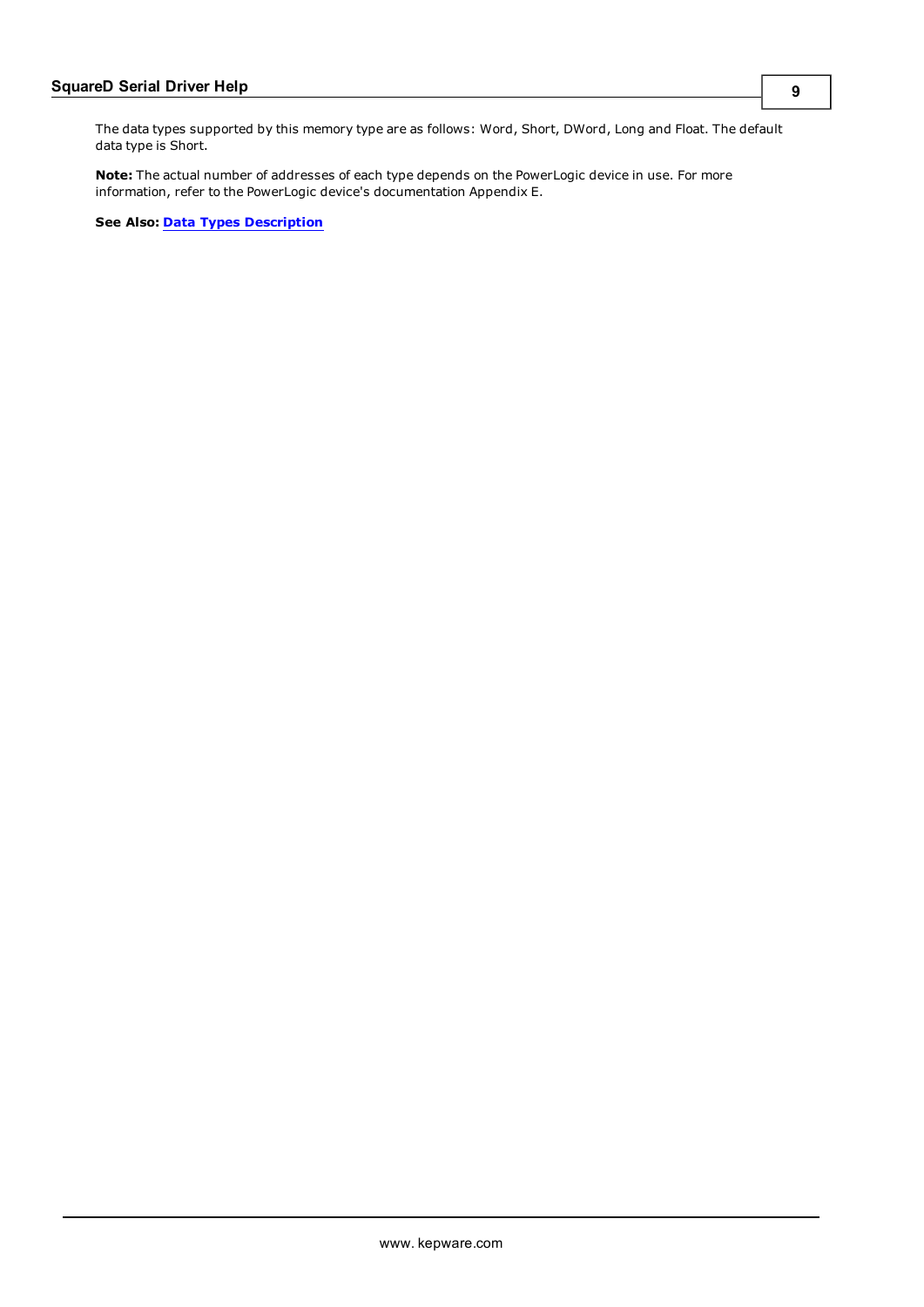The data types supported by this memory type are as follows: Word, Short, DWord, Long and Float. The default data type is Short.

**Note:** The actual number of addresses of each type depends on the PowerLogic device in use. For more information, refer to the PowerLogic device's documentation Appendix E.

**See Also:** **Data Types Description**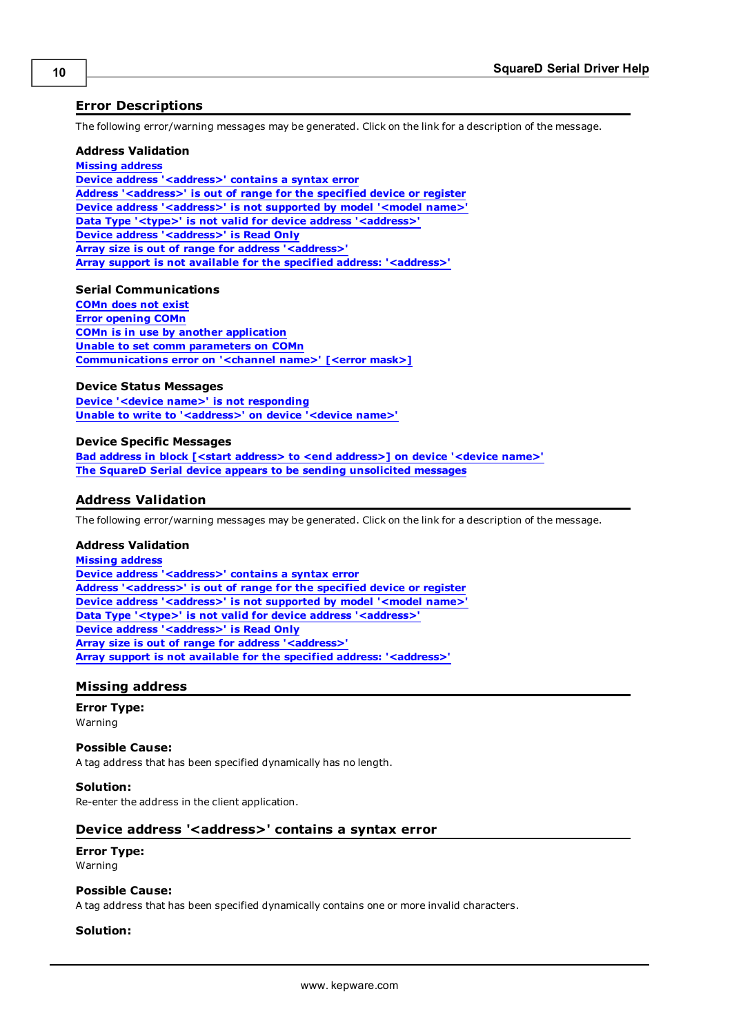## Error Descriptions

The following error/warning messages may be generated. Click on the link for a description of the message.

### Address Validation

Missing address
Device address '<address>' contains a syntax error
Address '<address>' is out of range for the specified device or register
Device address '<address>' is not supported by model '<model name>'
Data Type '<type>' is not valid for device address '<address>'
Device address '<address>' is Read Only
Array size is out of range for address '<address>'
Array support is not available for the specified address: '<address>'

### Serial Communications

COMn does not exist
Error opening COMn
COMn is in use by another application
Unable to set comm parameters on COMn
Communications error on '<channel name>' [<error mask>]

### Device Status Messages

Device '<device name>' is not responding
Unable to write to '<address>' on device '<device name>'

### Device Specific Messages

Bad address in block [<start address> to <end address>] on device '<device name>'
The SquareD Serial device appears to be sending unsolicited messages

## Address Validation

The following error/warning messages may be generated. Click on the link for a description of the message.

### Address Validation

Missing address
Device address '<address>' contains a syntax error
Address '<address>' is out of range for the specified device or register
Device address '<address>' is not supported by model '<model name>'
Data Type '<type>' is not valid for device address '<address>'
Device address '<address>' is Read Only
Array size is out of range for address '<address>'
Array support is not available for the specified address: '<address>'

## Missing address

**Error Type:**
Warning

**Possible Cause:**
A tag address that has been specified dynamically has no length.

**Solution:**
Re-enter the address in the client application.

## Device address '<address>' contains a syntax error

**Error Type:**
Warning

**Possible Cause:**
A tag address that has been specified dynamically contains one or more invalid characters.

**Solution:**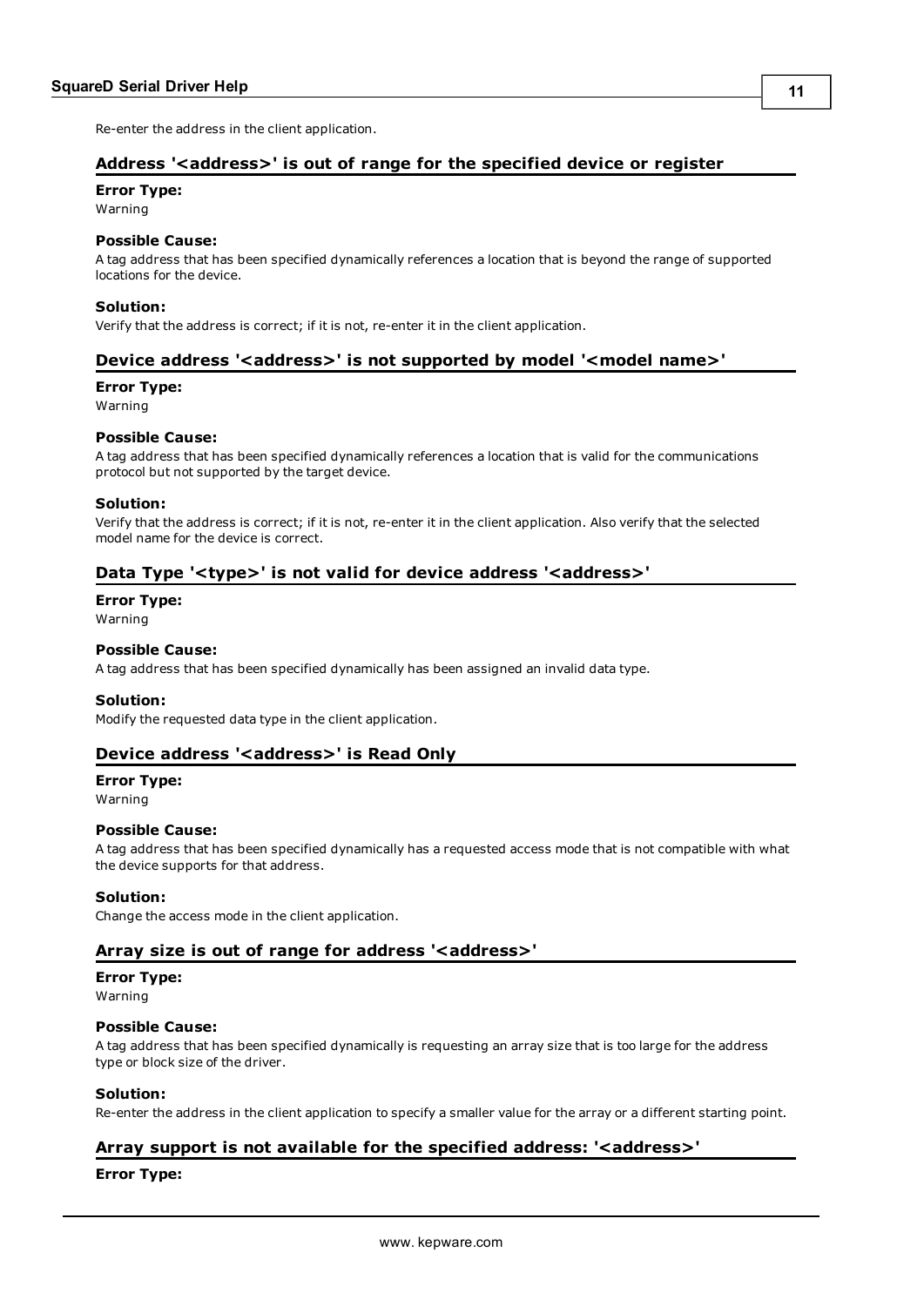Re-enter the address in the client application.

### Address '<address>' is out of range for the specified device or register

**Error Type:**
Warning

**Possible Cause:**
A tag address that has been specified dynamically references a location that is beyond the range of supported locations for the device.

**Solution:**
Verify that the address is correct; if it is not, re-enter it in the client application.

### Device address '<address>' is not supported by model '<model name>'

**Error Type:**
Warning

**Possible Cause:**
A tag address that has been specified dynamically references a location that is valid for the communications protocol but not supported by the target device.

**Solution:**
Verify that the address is correct; if it is not, re-enter it in the client application. Also verify that the selected model name for the device is correct.

### Data Type '<type>' is not valid for device address '<address>'

**Error Type:**
Warning

**Possible Cause:**
A tag address that has been specified dynamically has been assigned an invalid data type.

**Solution:**
Modify the requested data type in the client application.

### Device address '<address>' is Read Only

**Error Type:**
Warning

**Possible Cause:**
A tag address that has been specified dynamically has a requested access mode that is not compatible with what the device supports for that address.

**Solution:**
Change the access mode in the client application.

### Array size is out of range for address '<address>'

**Error Type:**
Warning

**Possible Cause:**
A tag address that has been specified dynamically is requesting an array size that is too large for the address type or block size of the driver.

**Solution:**
Re-enter the address in the client application to specify a smaller value for the array or a different starting point.

### Array support is not available for the specified address: '<address>'

**Error Type:**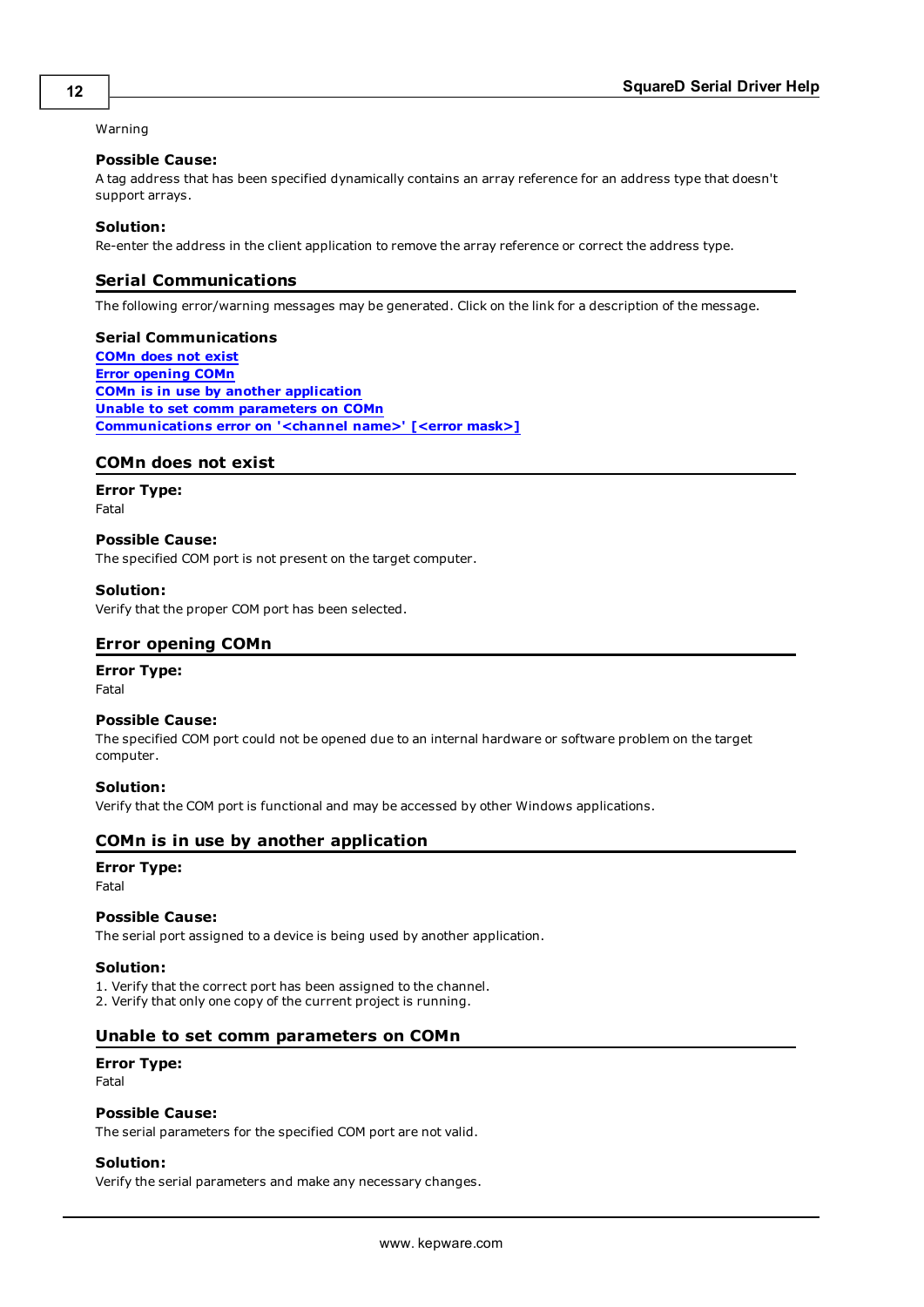Warning

**Possible Cause:**
A tag address that has been specified dynamically contains an array reference for an address type that doesn't support arrays.

**Solution:**
Re-enter the address in the client application to remove the array reference or correct the address type.

## Serial Communications

The following error/warning messages may be generated. Click on the link for a description of the message.

**Serial Communications**
[COMn does not exist](#)
[Error opening COMn](#)
[COMn is in use by another application](#)
[Unable to set comm parameters on COMn](#)
[Communications error on '<channel name>' [<error mask>]](#)

## COMn does not exist

**Error Type:**
Fatal

**Possible Cause:**
The specified COM port is not present on the target computer.

**Solution:**
Verify that the proper COM port has been selected.

## Error opening COMn

**Error Type:**
Fatal

**Possible Cause:**
The specified COM port could not be opened due to an internal hardware or software problem on the target computer.

**Solution:**
Verify that the COM port is functional and may be accessed by other Windows applications.

## COMn is in use by another application

**Error Type:**
Fatal

**Possible Cause:**
The serial port assigned to a device is being used by another application.

**Solution:**
1. Verify that the correct port has been assigned to the channel.
2. Verify that only one copy of the current project is running.

## Unable to set comm parameters on COMn

**Error Type:**
Fatal

**Possible Cause:**
The serial parameters for the specified COM port are not valid.

**Solution:**
Verify the serial parameters and make any necessary changes.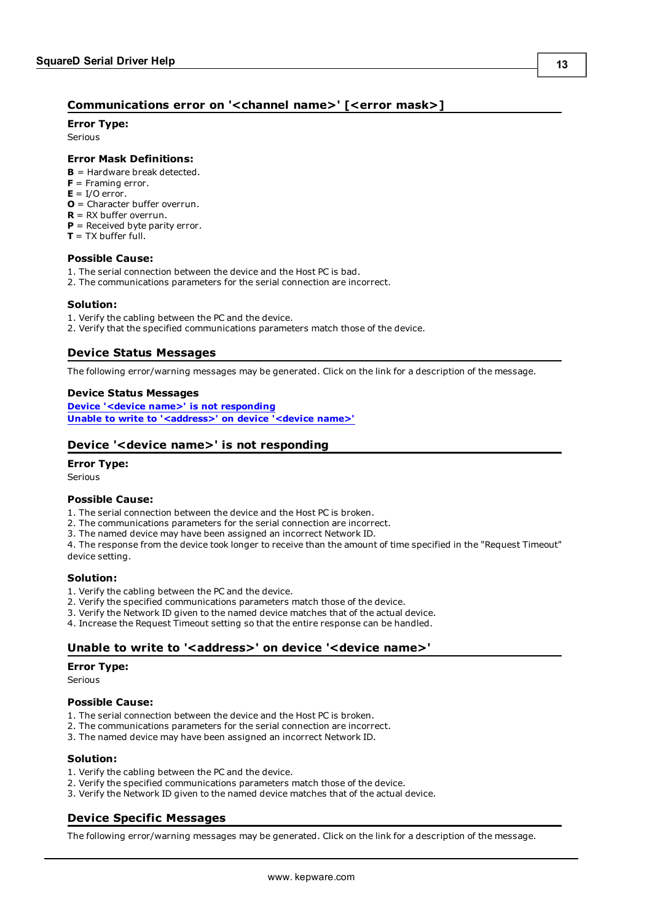## Communications error on '<channel name>' [<error mask>]

**Error Type:**
Serious

**Error Mask Definitions:**
**B** = Hardware break detected.
**F** = Framing error.
**E** = I/O error.
**O** = Character buffer overrun.
**R** = RX buffer overrun.
**P** = Received byte parity error.
**T** = TX buffer full.

**Possible Cause:**
1. The serial connection between the device and the Host PC is bad.
2. The communications parameters for the serial connection are incorrect.

**Solution:**
1. Verify the cabling between the PC and the device.
2. Verify that the specified communications parameters match those of the device.

## Device Status Messages

The following error/warning messages may be generated. Click on the link for a description of the message.

**Device Status Messages**
[Device '<device name>' is not responding]
[Unable to write to '<address>' on device '<device name>']

## Device '<device name>' is not responding

**Error Type:**
Serious

**Possible Cause:**
1. The serial connection between the device and the Host PC is broken.
2. The communications parameters for the serial connection are incorrect.
3. The named device may have been assigned an incorrect Network ID.
4. The response from the device took longer to receive than the amount of time specified in the "Request Timeout" device setting.

**Solution:**
1. Verify the cabling between the PC and the device.
2. Verify the specified communications parameters match those of the device.
3. Verify the Network ID given to the named device matches that of the actual device.
4. Increase the Request Timeout setting so that the entire response can be handled.

## Unable to write to '<address>' on device '<device name>'

**Error Type:**
Serious

**Possible Cause:**
1. The serial connection between the device and the Host PC is broken.
2. The communications parameters for the serial connection are incorrect.
3. The named device may have been assigned an incorrect Network ID.

**Solution:**
1. Verify the cabling between the PC and the device.
2. Verify the specified communications parameters match those of the device.
3. Verify the Network ID given to the named device matches that of the actual device.

## Device Specific Messages

The following error/warning messages may be generated. Click on the link for a description of the message.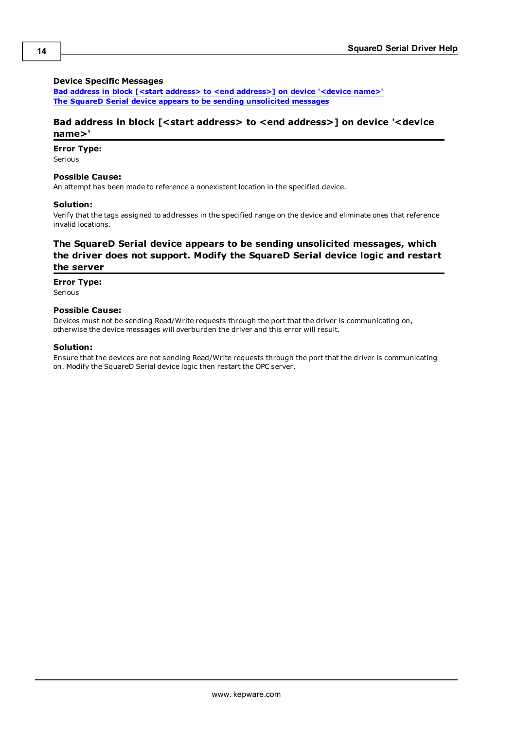### Device Specific Messages

**Bad address in block [<start address> to <end address>] on device '<device name>'**
**The SquareD Serial device appears to be sending unsolicited messages**

## Bad address in block [<start address> to <end address>] on device '<device name>'

**Error Type:**
Serious

**Possible Cause:**
An attempt has been made to reference a nonexistent location in the specified device.

**Solution:**
Verify that the tags assigned to addresses in the specified range on the device and eliminate ones that reference invalid locations.

## The SquareD Serial device appears to be sending unsolicited messages, which the driver does not support. Modify the SquareD Serial device logic and restart the server

**Error Type:**
Serious

**Possible Cause:**
Devices must not be sending Read/Write requests through the port that the driver is communicating on, otherwise the device messages will overburden the driver and this error will result.

**Solution:**
Ensure that the devices are not sending Read/Write requests through the port that the driver is communicating on. Modify the SquareD Serial device logic then restart the OPC server.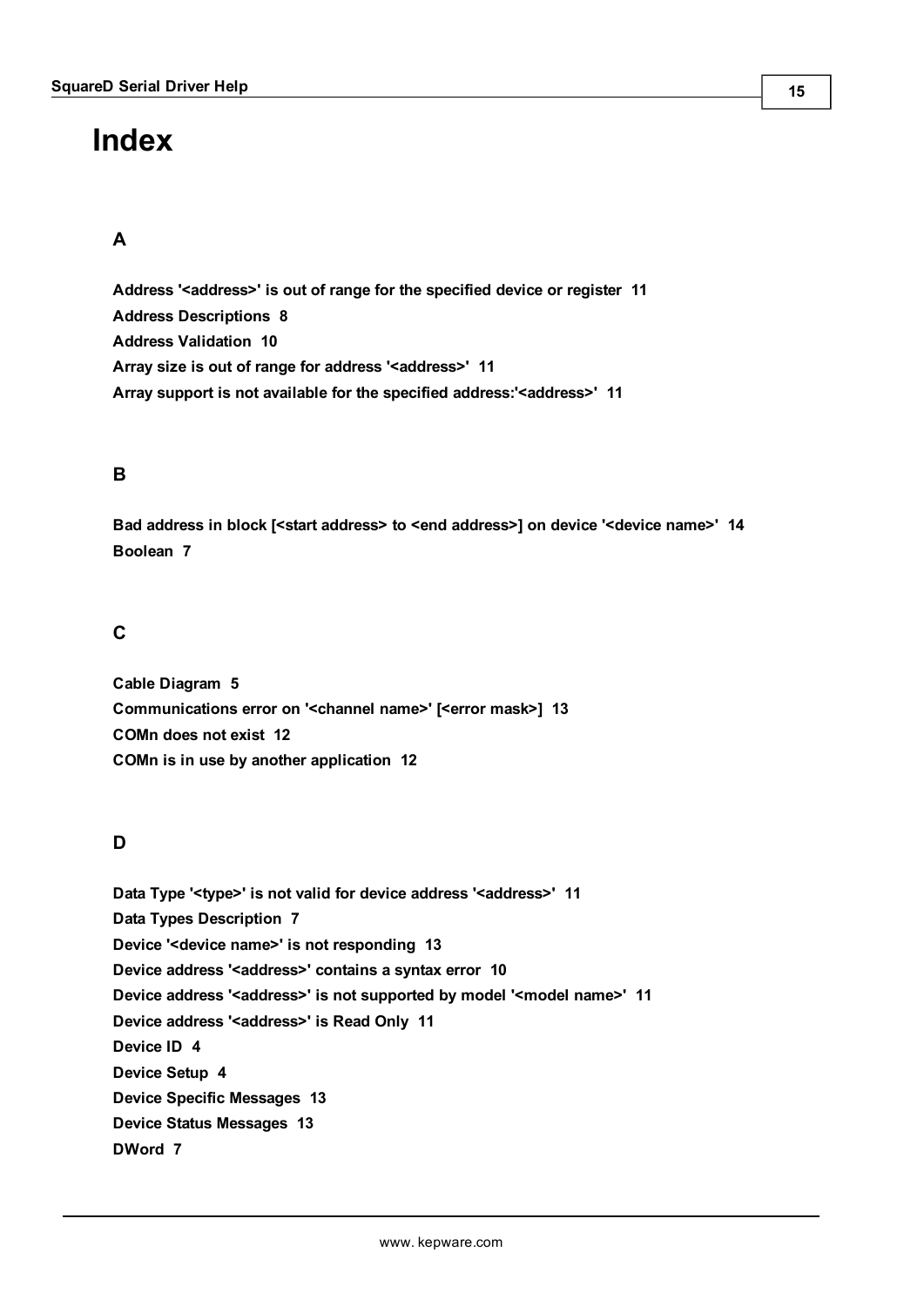# Index

## A

**Address '<address>' is out of range for the specified device or register 11**
**Address Descriptions 8**
**Address Validation 10**
**Array size is out of range for address '<address>' 11**
**Array support is not available for the specified address:'<address>' 11**

## B

**Bad address in block [<start address> to <end address>] on device '<device name>' 14**
**Boolean 7**

## C

**Cable Diagram 5**
**Communications error on '<channel name>' [<error mask>] 13**
**COMn does not exist 12**
**COMn is in use by another application 12**

## D

**Data Type '<type>' is not valid for device address '<address>' 11**
**Data Types Description 7**
**Device '<device name>' is not responding 13**
**Device address '<address>' contains a syntax error 10**
**Device address '<address>' is not supported by model '<model name>' 11**
**Device address '<address>' is Read Only 11**
**Device ID 4**
**Device Setup 4**
**Device Specific Messages 13**
**Device Status Messages 13**
**DWord 7**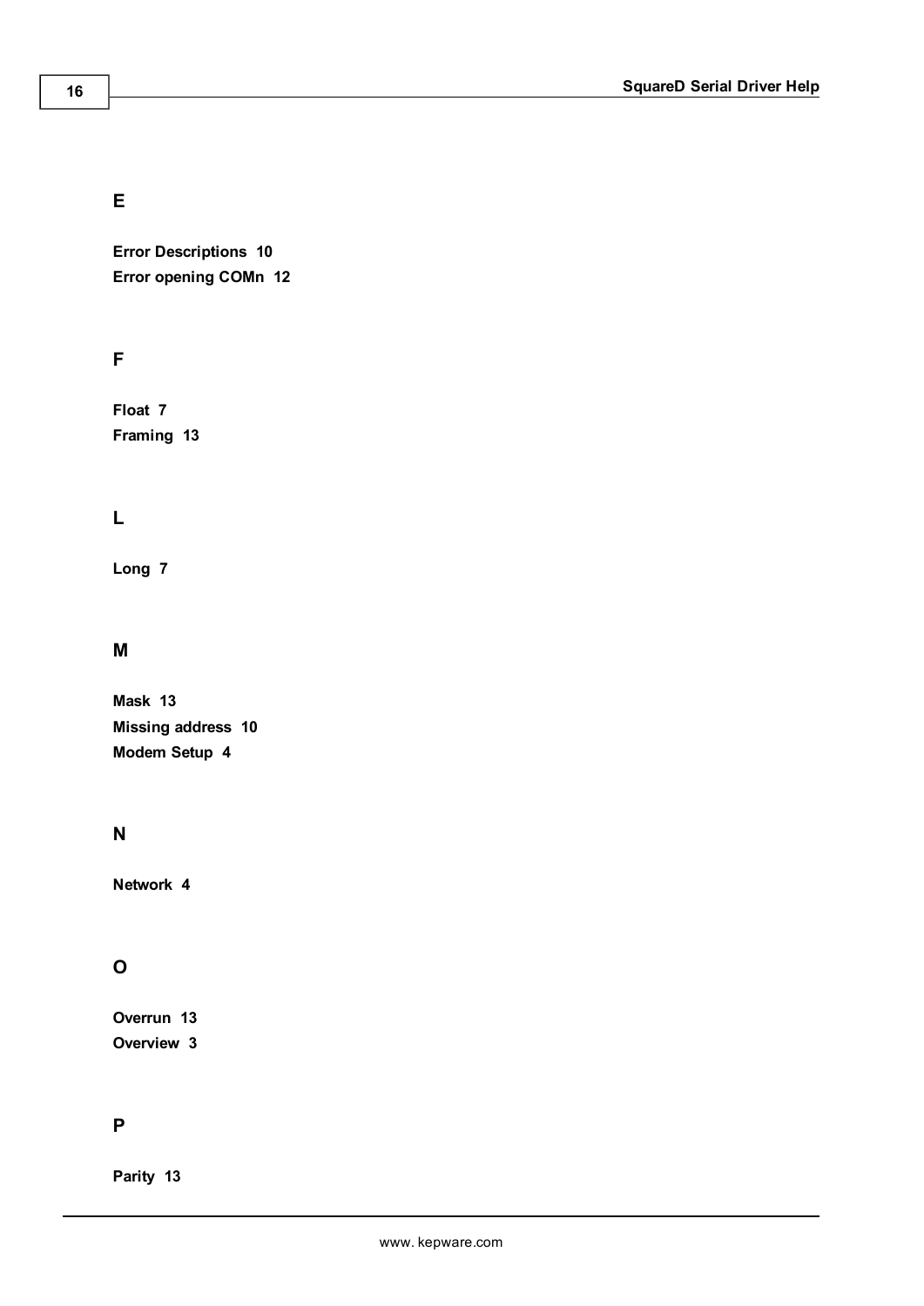## E

**Error Descriptions 10**
**Error opening COMn 12**

## F

**Float 7**
**Framing 13**

## L

**Long 7**

## M

**Mask 13**
**Missing address 10**
**Modem Setup 4**

## N

**Network 4**

## O

**Overrun 13**
**Overview 3**

## P

**Parity 13**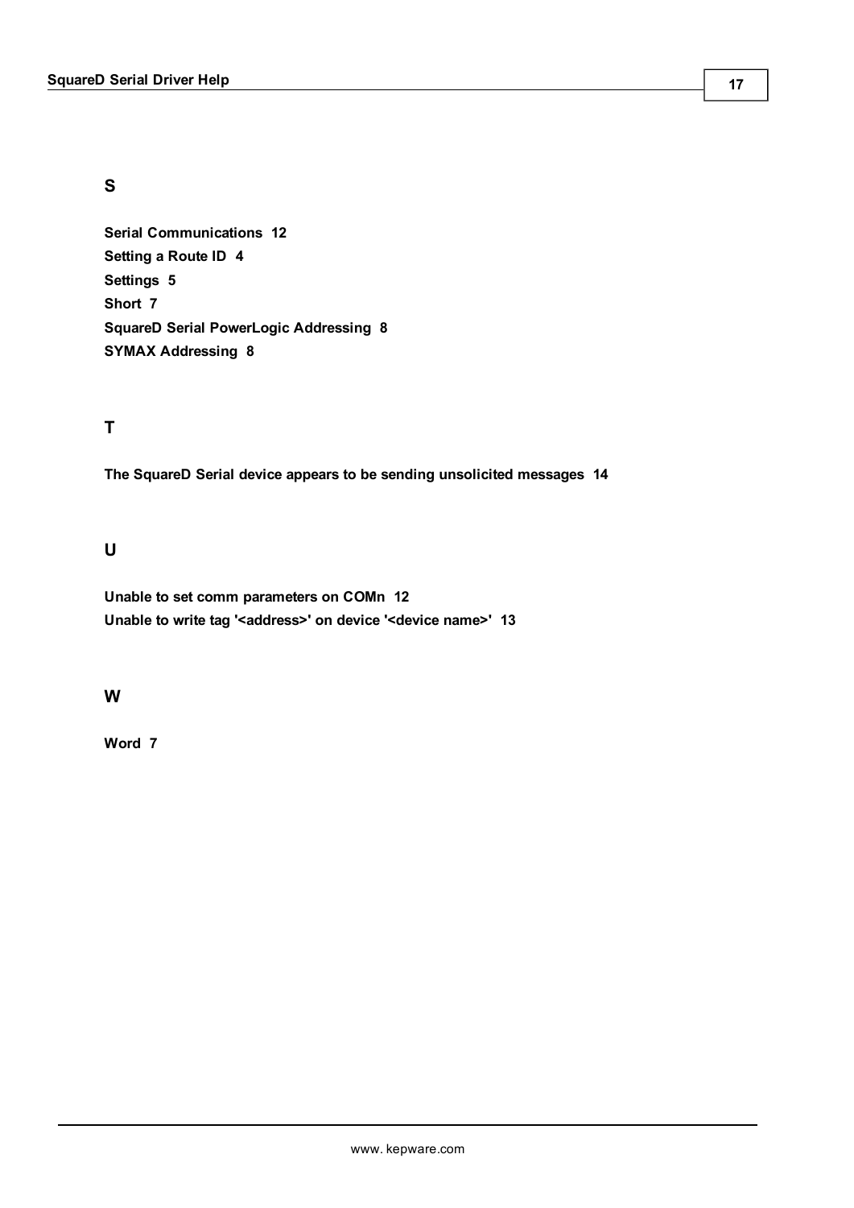## S

**Serial Communications 12**
**Setting a Route ID 4**
**Settings 5**
**Short 7**
**SquareD Serial PowerLogic Addressing 8**
**SYMAX Addressing 8**

## T

**The SquareD Serial device appears to be sending unsolicited messages 14**

## U

**Unable to set comm parameters on COMn 12**
**Unable to write tag '<address>' on device '<device name>' 13**

## W

**Word 7**